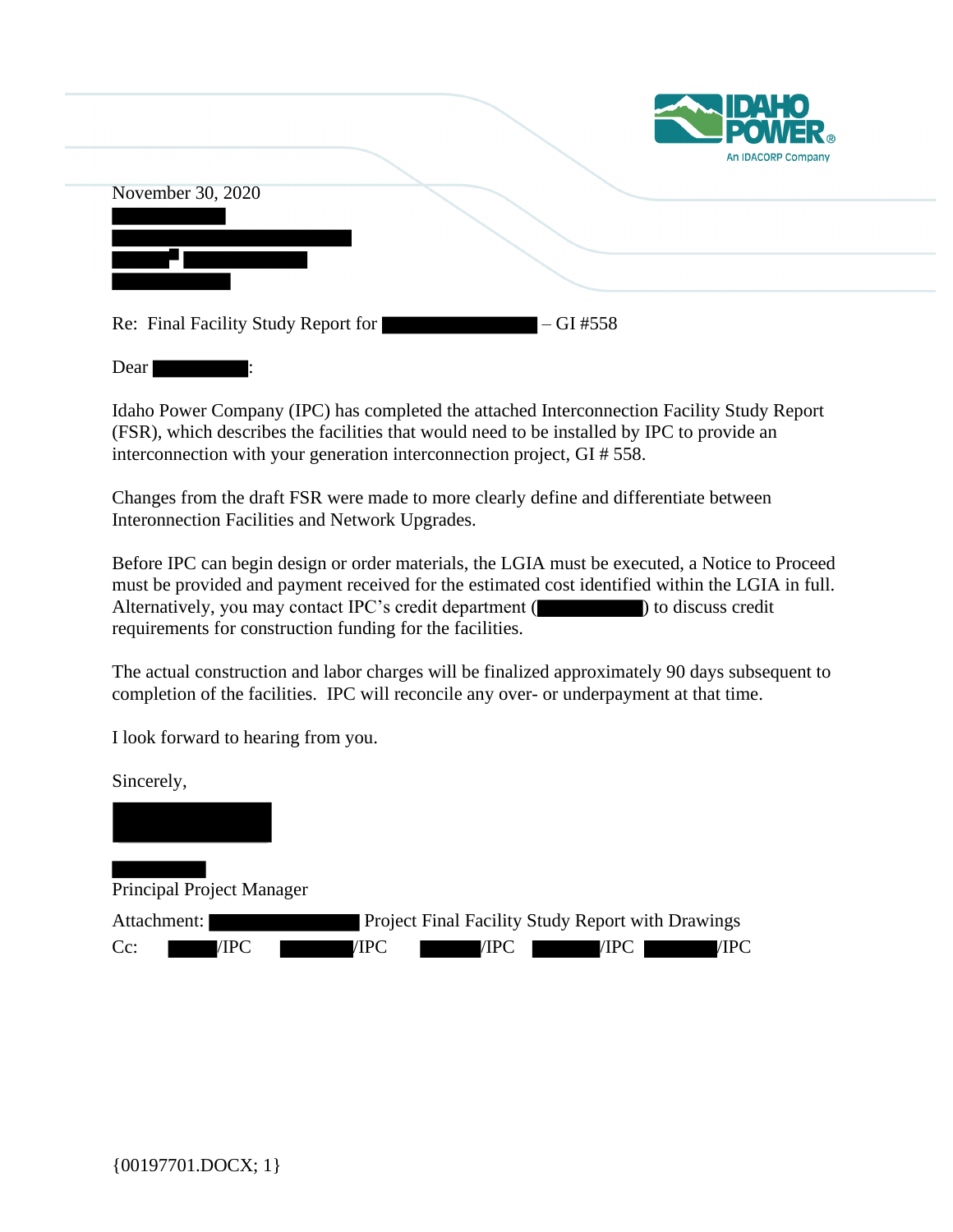November 30, 2020

Re: Final Facility Study Report for – GI #558

Dear :

Idaho Power Company (IPC) has completed the attached Interconnection Facility Study Report (FSR), which describes the facilities that would need to be installed by IPC to provide an interconnection with your generation interconnection project, GI # 558.

Changes from the draft FSR were made to more clearly define and differentiate between Interonnection Facilities and Network Upgrades.

Before IPC can begin design or order materials, the LGIA must be executed, a Notice to Proceed must be provided and payment received for the estimated cost identified within the LGIA in full. Alternatively, you may contact IPC's credit department ( ) to discuss credit requirements for construction funding for the facilities.

The actual construction and labor charges will be finalized approximately 90 days subsequent to completion of the facilities. IPC will reconcile any over- or underpayment at that time.

I look forward to hearing from you.

Sincerely,

Principal Project Manager

Attachment: Project Final Facility Study Report with Drawings

Cc: /IPC /IPC /IPC /IPC /IPC

{00197701.DOCX; 1}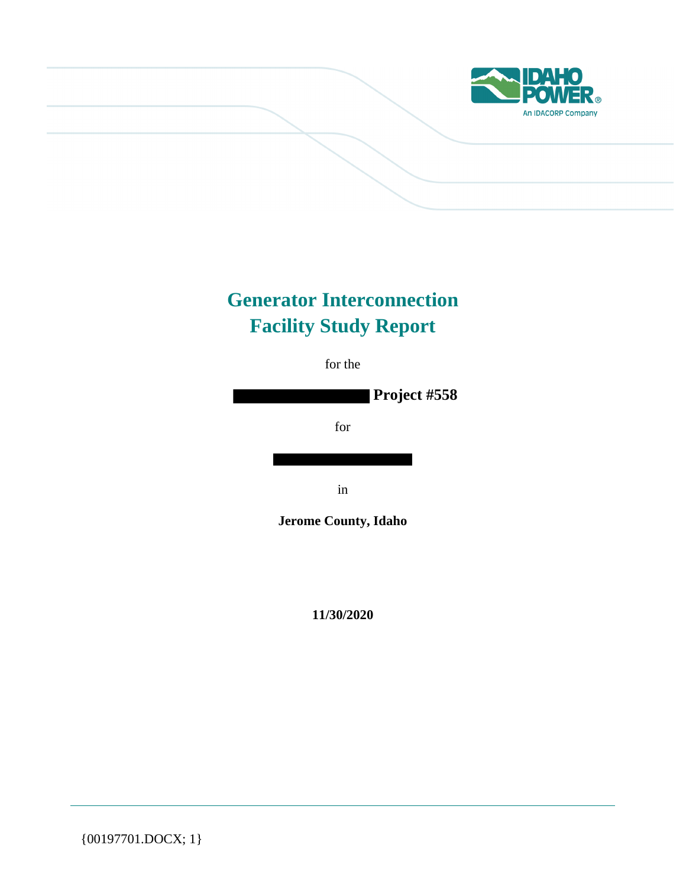# Generator Interconnection Facility Study Report

for the

**Project #558**

for

in

**Jerome County, Idaho**

**11/30/2020**

{00197701.DOCX; 1}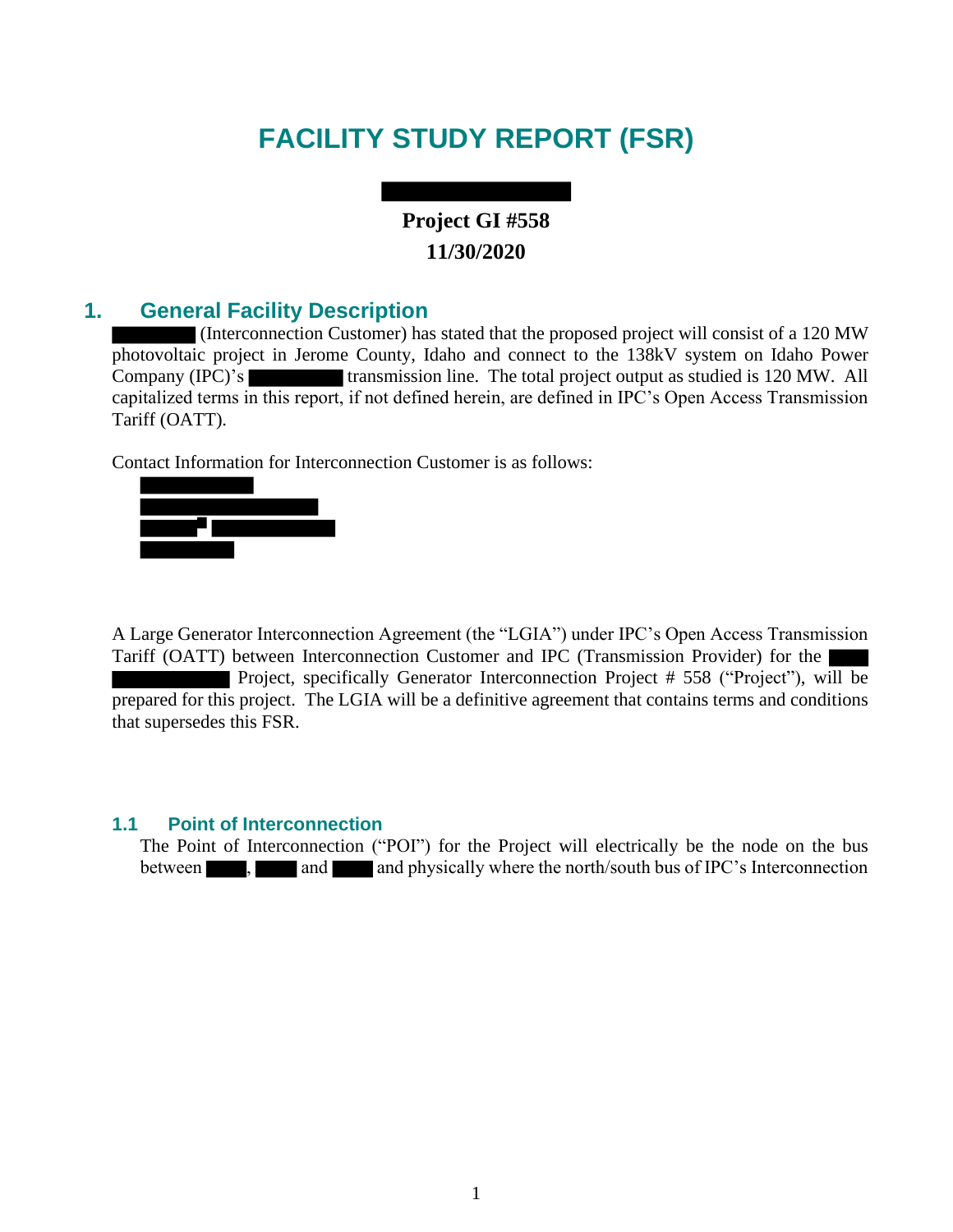# FACILITY STUDY REPORT (FSR)

**Project GI #558**

**11/30/2020**

## 1. General Facility Description

(Interconnection Customer) has stated that the proposed project will consist of a 120 MW photovoltaic project in Jerome County, Idaho and connect to the 138kV system on Idaho Power Company (IPC)'s transmission line. The total project output as studied is 120 MW. All capitalized terms in this report, if not defined herein, are defined in IPC's Open Access Transmission Tariff (OATT).

Contact Information for Interconnection Customer is as follows:

A Large Generator Interconnection Agreement (the "LGIA") under IPC's Open Access Transmission Tariff (OATT) between Interconnection Customer and IPC (Transmission Provider) for the Project, specifically Generator Interconnection Project # 558 ("Project"), will be prepared for this project. The LGIA will be a definitive agreement that contains terms and conditions that supersedes this FSR.

### 1.1 Point of Interconnection

The Point of Interconnection ("POI") for the Project will electrically be the node on the bus between , and and physically where the north/south bus of IPC's Interconnection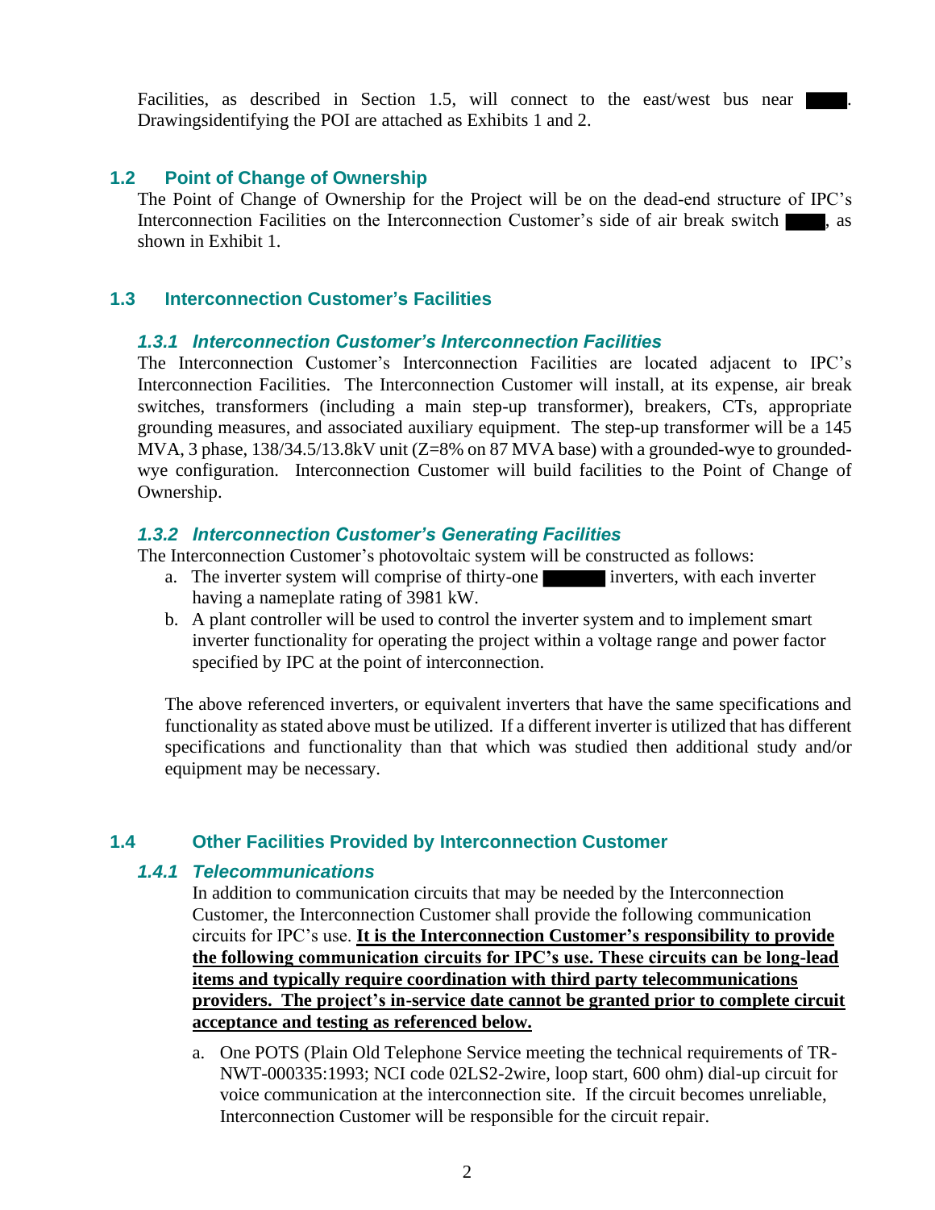Facilities, as described in Section 1.5, will connect to the east/west bus near ████. Drawingsidentifying the POI are attached as Exhibits 1 and 2.

## 1.2 Point of Change of Ownership

The Point of Change of Ownership for the Project will be on the dead-end structure of IPC's Interconnection Facilities on the Interconnection Customer's side of air break switch ████, as shown in Exhibit 1.

## 1.3 Interconnection Customer's Facilities

### *1.3.1 Interconnection Customer's Interconnection Facilities*

The Interconnection Customer's Interconnection Facilities are located adjacent to IPC's Interconnection Facilities. The Interconnection Customer will install, at its expense, air break switches, transformers (including a main step-up transformer), breakers, CTs, appropriate grounding measures, and associated auxiliary equipment. The step-up transformer will be a 145 MVA, 3 phase, 138/34.5/13.8kV unit (Z=8% on 87 MVA base) with a grounded-wye to grounded-wye configuration. Interconnection Customer will build facilities to the Point of Change of Ownership.

### *1.3.2 Interconnection Customer's Generating Facilities*

The Interconnection Customer's photovoltaic system will be constructed as follows:

a. The inverter system will comprise of thirty-one ████ inverters, with each inverter having a nameplate rating of 3981 kW.
b. A plant controller will be used to control the inverter system and to implement smart inverter functionality for operating the project within a voltage range and power factor specified by IPC at the point of interconnection.

The above referenced inverters, or equivalent inverters that have the same specifications and functionality as stated above must be utilized. If a different inverter is utilized that has different specifications and functionality than that which was studied then additional study and/or equipment may be necessary.

## 1.4 Other Facilities Provided by Interconnection Customer

### *1.4.1 Telecommunications*

In addition to communication circuits that may be needed by the Interconnection Customer, the Interconnection Customer shall provide the following communication circuits for IPC's use. **It is the Interconnection Customer's responsibility to provide the following communication circuits for IPC's use. These circuits can be long-lead items and typically require coordination with third party telecommunications providers. The project's in-service date cannot be granted prior to complete circuit acceptance and testing as referenced below.**

a. One POTS (Plain Old Telephone Service meeting the technical requirements of TR-NWT-000335:1993; NCI code 02LS2-2wire, loop start, 600 ohm) dial-up circuit for voice communication at the interconnection site. If the circuit becomes unreliable, Interconnection Customer will be responsible for the circuit repair.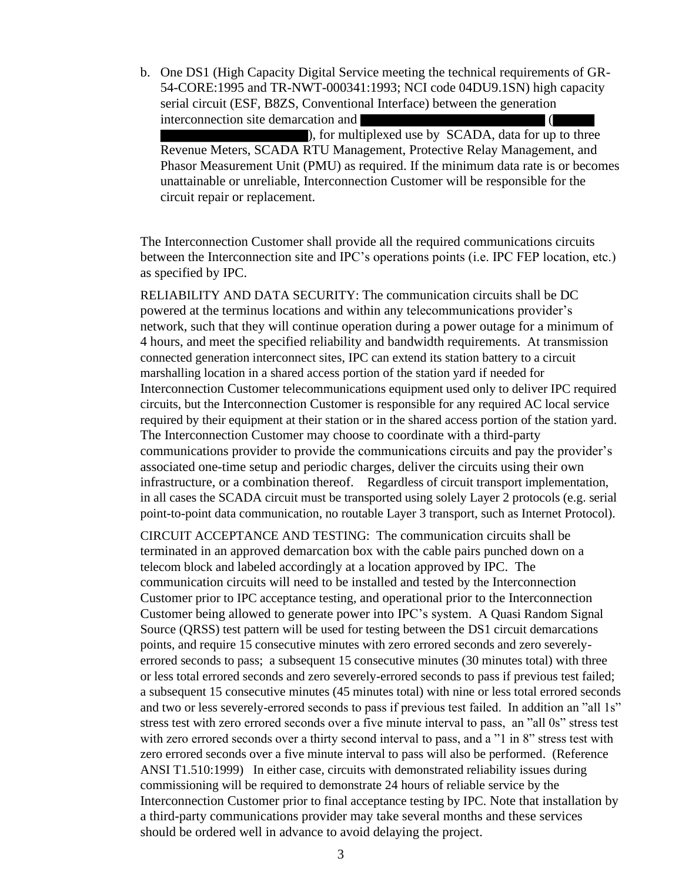b. One DS1 (High Capacity Digital Service meeting the technical requirements of GR-54-CORE:1995 and TR-NWT-000341:1993; NCI code 04DU9.1SN) high capacity serial circuit (ESF, B8ZS, Conventional Interface) between the generation interconnection site demarcation and ██████████ (██████████), for multiplexed use by SCADA, data for up to three Revenue Meters, SCADA RTU Management, Protective Relay Management, and Phasor Measurement Unit (PMU) as required. If the minimum data rate is or becomes unattainable or unreliable, Interconnection Customer will be responsible for the circuit repair or replacement.

The Interconnection Customer shall provide all the required communications circuits between the Interconnection site and IPC's operations points (i.e. IPC FEP location, etc.) as specified by IPC.

RELIABILITY AND DATA SECURITY: The communication circuits shall be DC powered at the terminus locations and within any telecommunications provider's network, such that they will continue operation during a power outage for a minimum of 4 hours, and meet the specified reliability and bandwidth requirements. At transmission connected generation interconnect sites, IPC can extend its station battery to a circuit marshalling location in a shared access portion of the station yard if needed for Interconnection Customer telecommunications equipment used only to deliver IPC required circuits, but the Interconnection Customer is responsible for any required AC local service required by their equipment at their station or in the shared access portion of the station yard. The Interconnection Customer may choose to coordinate with a third-party communications provider to provide the communications circuits and pay the provider's associated one-time setup and periodic charges, deliver the circuits using their own infrastructure, or a combination thereof. Regardless of circuit transport implementation, in all cases the SCADA circuit must be transported using solely Layer 2 protocols (e.g. serial point-to-point data communication, no routable Layer 3 transport, such as Internet Protocol).

CIRCUIT ACCEPTANCE AND TESTING: The communication circuits shall be terminated in an approved demarcation box with the cable pairs punched down on a telecom block and labeled accordingly at a location approved by IPC. The communication circuits will need to be installed and tested by the Interconnection Customer prior to IPC acceptance testing, and operational prior to the Interconnection Customer being allowed to generate power into IPC's system. A Quasi Random Signal Source (QRSS) test pattern will be used for testing between the DS1 circuit demarcations points, and require 15 consecutive minutes with zero errored seconds and zero severely-errored seconds to pass; a subsequent 15 consecutive minutes (30 minutes total) with three or less total errored seconds and zero severely-errored seconds to pass if previous test failed; a subsequent 15 consecutive minutes (45 minutes total) with nine or less total errored seconds and two or less severely-errored seconds to pass if previous test failed. In addition an "all 1s" stress test with zero errored seconds over a five minute interval to pass, an "all 0s" stress test with zero errored seconds over a thirty second interval to pass, and a "1 in 8" stress test with zero errored seconds over a five minute interval to pass will also be performed. (Reference ANSI T1.510:1999) In either case, circuits with demonstrated reliability issues during commissioning will be required to demonstrate 24 hours of reliable service by the Interconnection Customer prior to final acceptance testing by IPC. Note that installation by a third-party communications provider may take several months and these services should be ordered well in advance to avoid delaying the project.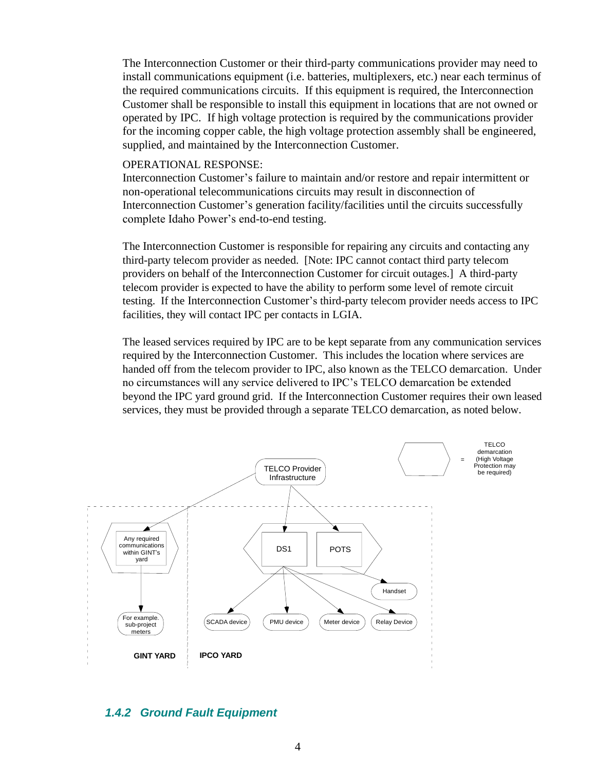The Interconnection Customer or their third-party communications provider may need to install communications equipment (i.e. batteries, multiplexers, etc.) near each terminus of the required communications circuits. If this equipment is required, the Interconnection Customer shall be responsible to install this equipment in locations that are not owned or operated by IPC. If high voltage protection is required by the communications provider for the incoming copper cable, the high voltage protection assembly shall be engineered, supplied, and maintained by the Interconnection Customer.

OPERATIONAL RESPONSE:
Interconnection Customer's failure to maintain and/or restore and repair intermittent or non-operational telecommunications circuits may result in disconnection of Interconnection Customer's generation facility/facilities until the circuits successfully complete Idaho Power's end-to-end testing.

The Interconnection Customer is responsible for repairing any circuits and contacting any third-party telecom provider as needed. [Note: IPC cannot contact third party telecom providers on behalf of the Interconnection Customer for circuit outages.] A third-party telecom provider is expected to have the ability to perform some level of remote circuit testing. If the Interconnection Customer's third-party telecom provider needs access to IPC facilities, they will contact IPC per contacts in LGIA.

The leased services required by IPC are to be kept separate from any communication services required by the Interconnection Customer. This includes the location where services are handed off from the telecom provider to IPC, also known as the TELCO demarcation. Under no circumstances will any service delivered to IPC's TELCO demarcation be extended beyond the IPC yard ground grid. If the Interconnection Customer requires their own leased services, they must be provided through a separate TELCO demarcation, as noted below.

TELCO Provider Infrastructure

= TELCO demarcation (High Voltage Protection may be required)

Any required communications within GINT's yard

For example. sub-project meters

DS1

POTS

Handset

SCADA device

PMU device

Meter device

Relay Device

GINT YARD

IPCO YARD

### 1.4.2 Ground Fault Equipment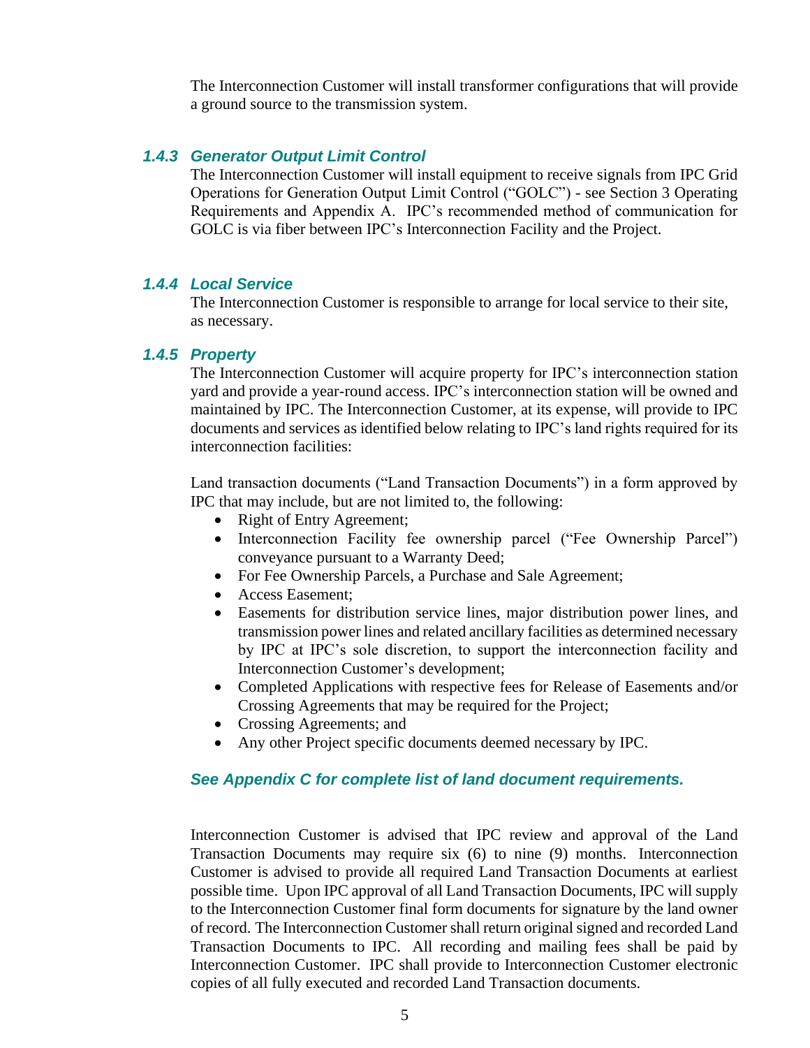The Interconnection Customer will install transformer configurations that will provide a ground source to the transmission system.

### *1.4.3 Generator Output Limit Control*

The Interconnection Customer will install equipment to receive signals from IPC Grid Operations for Generation Output Limit Control ("GOLC") - see Section 3 Operating Requirements and Appendix A. IPC's recommended method of communication for GOLC is via fiber between IPC's Interconnection Facility and the Project.

### *1.4.4 Local Service*

The Interconnection Customer is responsible to arrange for local service to their site, as necessary.

### *1.4.5 Property*

The Interconnection Customer will acquire property for IPC's interconnection station yard and provide a year-round access. IPC's interconnection station will be owned and maintained by IPC. The Interconnection Customer, at its expense, will provide to IPC documents and services as identified below relating to IPC's land rights required for its interconnection facilities:

Land transaction documents ("Land Transaction Documents") in a form approved by IPC that may include, but are not limited to, the following:

- Right of Entry Agreement;
- Interconnection Facility fee ownership parcel ("Fee Ownership Parcel") conveyance pursuant to a Warranty Deed;
- For Fee Ownership Parcels, a Purchase and Sale Agreement;
- Access Easement;
- Easements for distribution service lines, major distribution power lines, and transmission power lines and related ancillary facilities as determined necessary by IPC at IPC's sole discretion, to support the interconnection facility and Interconnection Customer's development;
- Completed Applications with respective fees for Release of Easements and/or Crossing Agreements that may be required for the Project;
- Crossing Agreements; and
- Any other Project specific documents deemed necessary by IPC.

***See Appendix C for complete list of land document requirements.***

Interconnection Customer is advised that IPC review and approval of the Land Transaction Documents may require six (6) to nine (9) months. Interconnection Customer is advised to provide all required Land Transaction Documents at earliest possible time. Upon IPC approval of all Land Transaction Documents, IPC will supply to the Interconnection Customer final form documents for signature by the land owner of record. The Interconnection Customer shall return original signed and recorded Land Transaction Documents to IPC. All recording and mailing fees shall be paid by Interconnection Customer. IPC shall provide to Interconnection Customer electronic copies of all fully executed and recorded Land Transaction documents.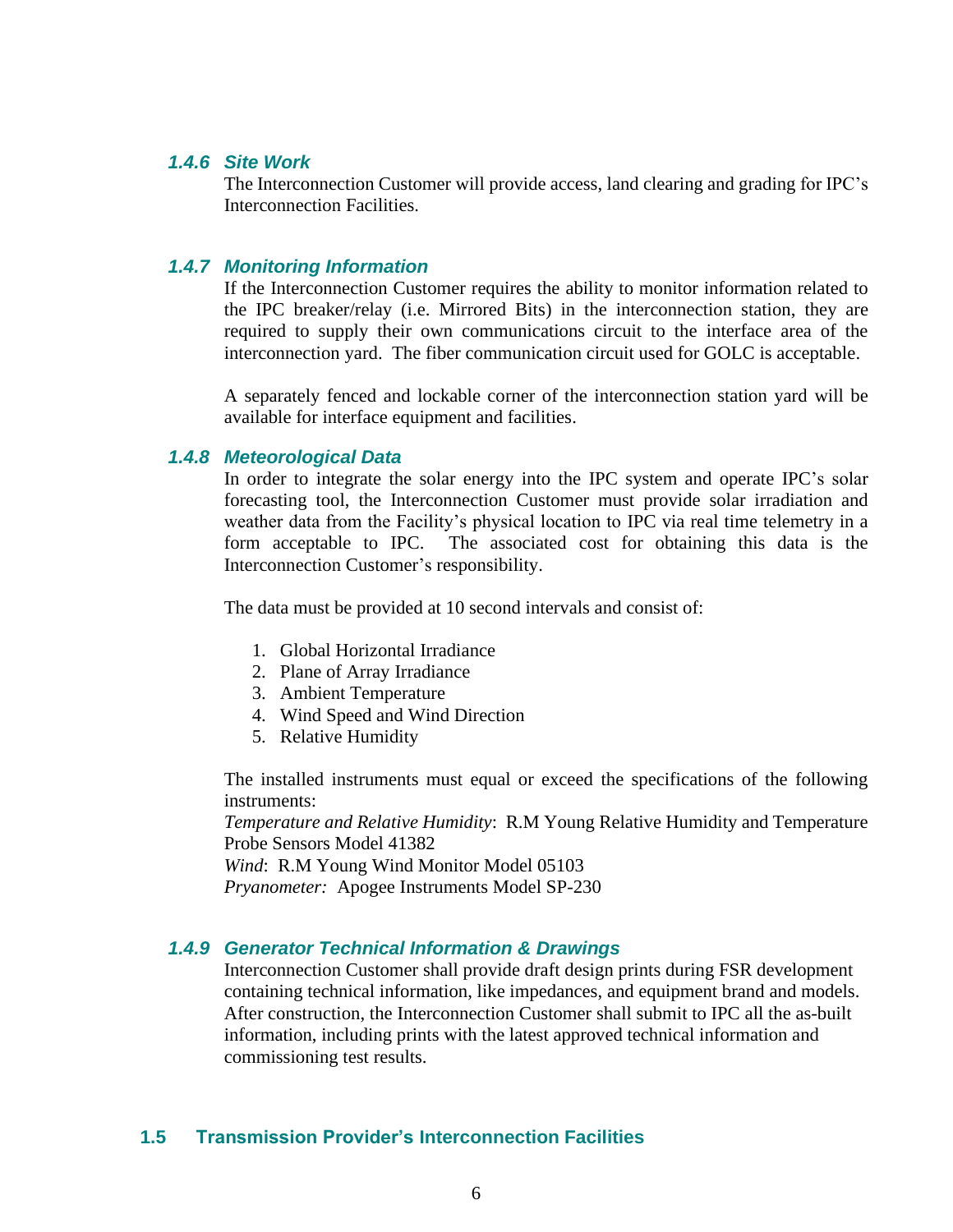### *1.4.6 Site Work*

The Interconnection Customer will provide access, land clearing and grading for IPC's Interconnection Facilities.

### *1.4.7 Monitoring Information*

If the Interconnection Customer requires the ability to monitor information related to the IPC breaker/relay (i.e. Mirrored Bits) in the interconnection station, they are required to supply their own communications circuit to the interface area of the interconnection yard. The fiber communication circuit used for GOLC is acceptable.

A separately fenced and lockable corner of the interconnection station yard will be available for interface equipment and facilities.

### *1.4.8 Meteorological Data*

In order to integrate the solar energy into the IPC system and operate IPC's solar forecasting tool, the Interconnection Customer must provide solar irradiation and weather data from the Facility's physical location to IPC via real time telemetry in a form acceptable to IPC. The associated cost for obtaining this data is the Interconnection Customer's responsibility.

The data must be provided at 10 second intervals and consist of:

1. Global Horizontal Irradiance
2. Plane of Array Irradiance
3. Ambient Temperature
4. Wind Speed and Wind Direction
5. Relative Humidity

The installed instruments must equal or exceed the specifications of the following instruments:
*Temperature and Relative Humidity*: R.M Young Relative Humidity and Temperature Probe Sensors Model 41382
*Wind*: R.M Young Wind Monitor Model 05103
*Pryanometer:* Apogee Instruments Model SP-230

### *1.4.9 Generator Technical Information & Drawings*

Interconnection Customer shall provide draft design prints during FSR development containing technical information, like impedances, and equipment brand and models. After construction, the Interconnection Customer shall submit to IPC all the as-built information, including prints with the latest approved technical information and commissioning test results.

## 1.5 Transmission Provider's Interconnection Facilities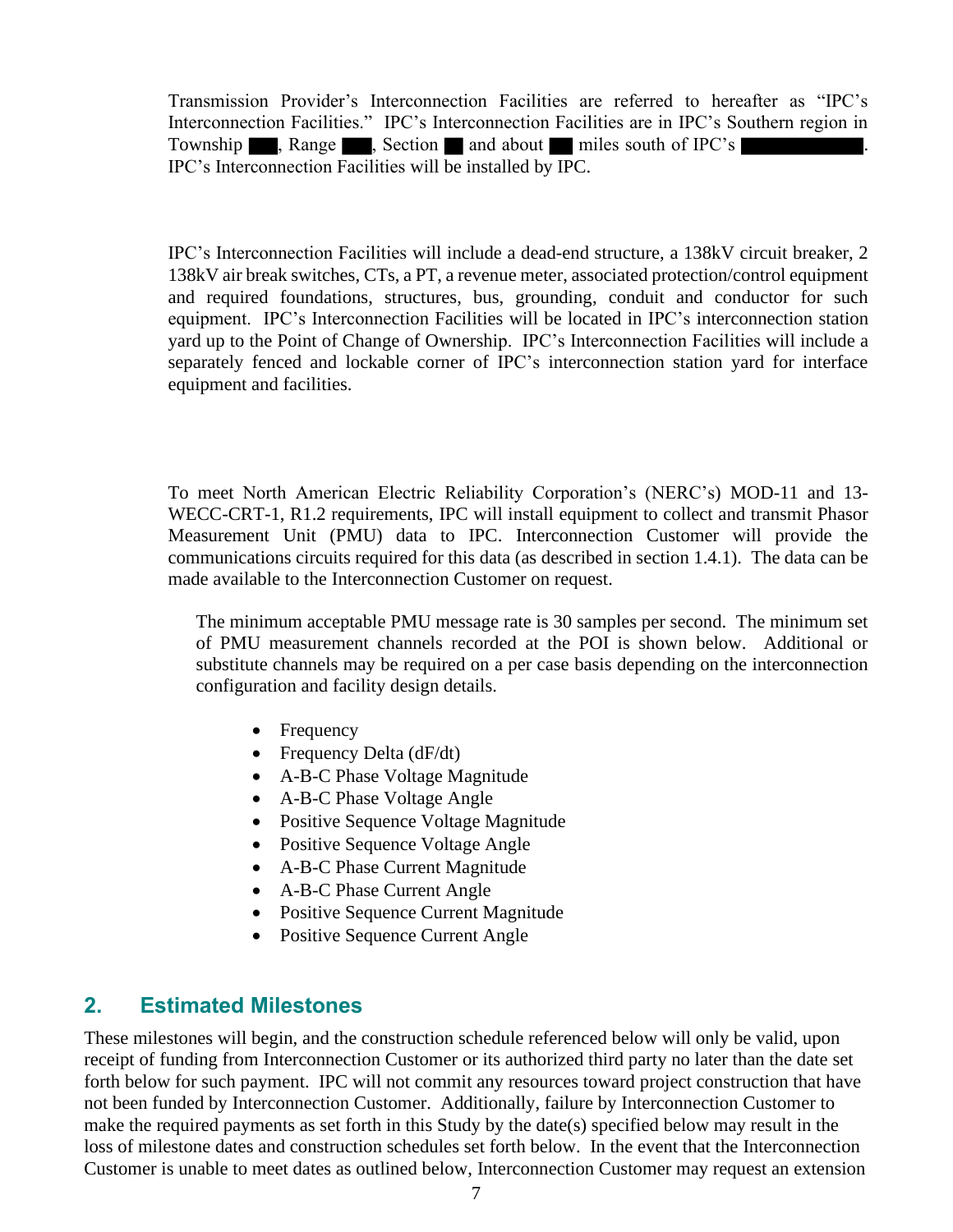Transmission Provider's Interconnection Facilities are referred to hereafter as "IPC's Interconnection Facilities." IPC's Interconnection Facilities are in IPC's Southern region in Township ███, Range ███, Section ██ and about ██ miles south of IPC's ██████████. IPC's Interconnection Facilities will be installed by IPC.

IPC's Interconnection Facilities will include a dead-end structure, a 138kV circuit breaker, 2 138kV air break switches, CTs, a PT, a revenue meter, associated protection/control equipment and required foundations, structures, bus, grounding, conduit and conductor for such equipment. IPC's Interconnection Facilities will be located in IPC's interconnection station yard up to the Point of Change of Ownership. IPC's Interconnection Facilities will include a separately fenced and lockable corner of IPC's interconnection station yard for interface equipment and facilities.

To meet North American Electric Reliability Corporation's (NERC's) MOD-11 and 13-WECC-CRT-1, R1.2 requirements, IPC will install equipment to collect and transmit Phasor Measurement Unit (PMU) data to IPC. Interconnection Customer will provide the communications circuits required for this data (as described in section 1.4.1). The data can be made available to the Interconnection Customer on request.

The minimum acceptable PMU message rate is 30 samples per second. The minimum set of PMU measurement channels recorded at the POI is shown below. Additional or substitute channels may be required on a per case basis depending on the interconnection configuration and facility design details.

- Frequency
- Frequency Delta (dF/dt)
- A-B-C Phase Voltage Magnitude
- A-B-C Phase Voltage Angle
- Positive Sequence Voltage Magnitude
- Positive Sequence Voltage Angle
- A-B-C Phase Current Magnitude
- A-B-C Phase Current Angle
- Positive Sequence Current Magnitude
- Positive Sequence Current Angle

## 2. Estimated Milestones

These milestones will begin, and the construction schedule referenced below will only be valid, upon receipt of funding from Interconnection Customer or its authorized third party no later than the date set forth below for such payment. IPC will not commit any resources toward project construction that have not been funded by Interconnection Customer. Additionally, failure by Interconnection Customer to make the required payments as set forth in this Study by the date(s) specified below may result in the loss of milestone dates and construction schedules set forth below. In the event that the Interconnection Customer is unable to meet dates as outlined below, Interconnection Customer may request an extension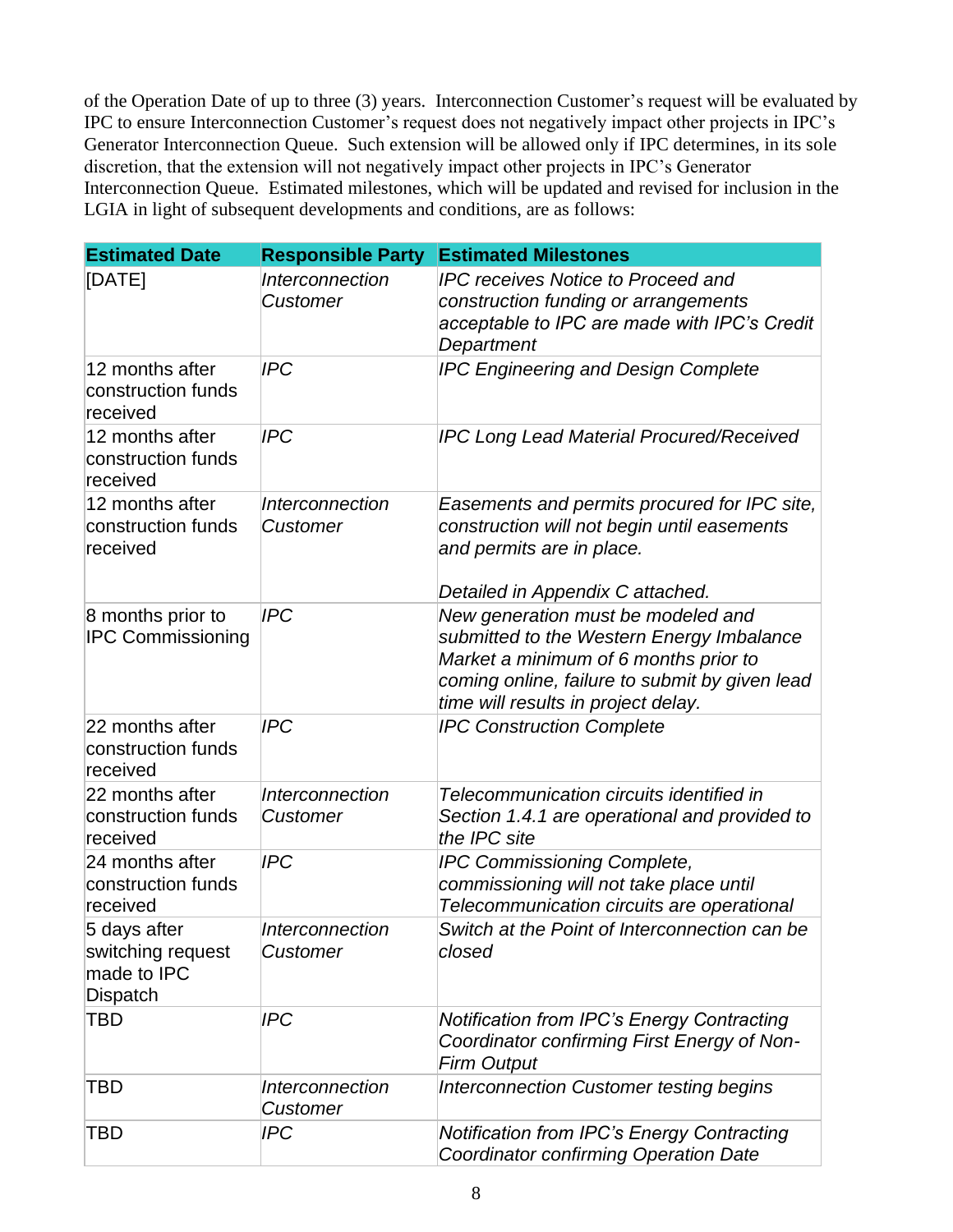of the Operation Date of up to three (3) years. Interconnection Customer's request will be evaluated by IPC to ensure Interconnection Customer's request does not negatively impact other projects in IPC's Generator Interconnection Queue. Such extension will be allowed only if IPC determines, in its sole discretion, that the extension will not negatively impact other projects in IPC's Generator Interconnection Queue. Estimated milestones, which will be updated and revised for inclusion in the LGIA in light of subsequent developments and conditions, are as follows:

| Estimated Date | Responsible Party | Estimated Milestones |
|---|---|---|
| [DATE] | *Interconnection Customer* | *IPC receives Notice to Proceed and construction funding or arrangements acceptable to IPC are made with IPC's Credit Department* |
| 12 months after construction funds received | *IPC* | *IPC Engineering and Design Complete* |
| 12 months after construction funds received | *IPC* | *IPC Long Lead Material Procured/Received* |
| 12 months after construction funds received | *Interconnection Customer* | *Easements and permits procured for IPC site, construction will not begin until easements and permits are in place.*<br><br>*Detailed in Appendix C attached.* |
| 8 months prior to IPC Commissioning | *IPC* | *New generation must be modeled and submitted to the Western Energy Imbalance Market a minimum of 6 months prior to coming online, failure to submit by given lead time will results in project delay.* |
| 22 months after construction funds received | *IPC* | *IPC Construction Complete* |
| 22 months after construction funds received | *Interconnection Customer* | *Telecommunication circuits identified in Section 1.4.1 are operational and provided to the IPC site* |
| 24 months after construction funds received | *IPC* | *IPC Commissioning Complete, commissioning will not take place until Telecommunication circuits are operational* |
| 5 days after switching request made to IPC Dispatch | *Interconnection Customer* | *Switch at the Point of Interconnection can be closed* |
| TBD | *IPC* | *Notification from IPC's Energy Contracting Coordinator confirming First Energy of Non-Firm Output* |
| TBD | *Interconnection Customer* | *Interconnection Customer testing begins* |
| TBD | *IPC* | *Notification from IPC's Energy Contracting Coordinator confirming Operation Date* |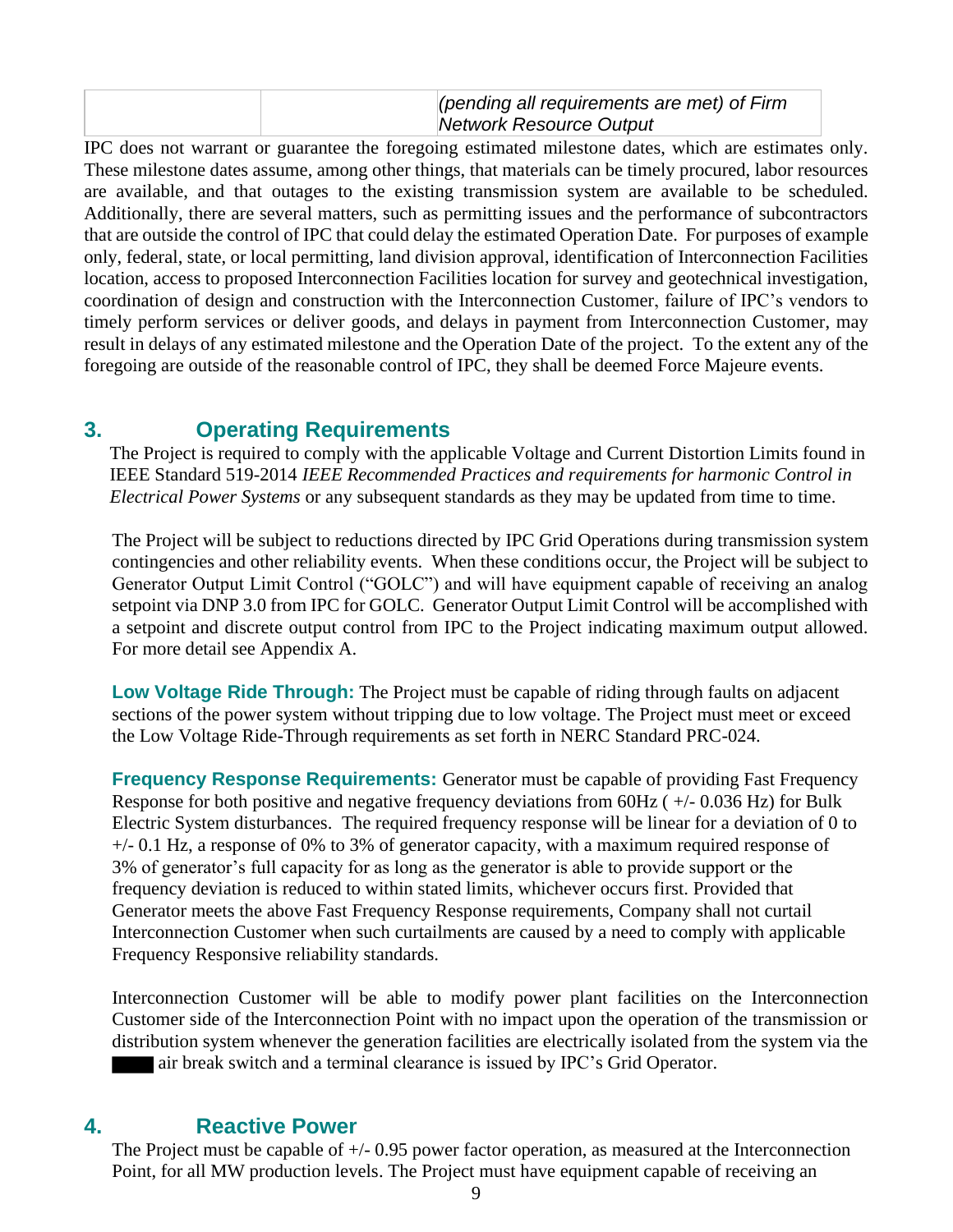| | | |
|---|---|---|
| | | *(pending all requirements are met) of Firm Network Resource Output* |

IPC does not warrant or guarantee the foregoing estimated milestone dates, which are estimates only. These milestone dates assume, among other things, that materials can be timely procured, labor resources are available, and that outages to the existing transmission system are available to be scheduled. Additionally, there are several matters, such as permitting issues and the performance of subcontractors that are outside the control of IPC that could delay the estimated Operation Date. For purposes of example only, federal, state, or local permitting, land division approval, identification of Interconnection Facilities location, access to proposed Interconnection Facilities location for survey and geotechnical investigation, coordination of design and construction with the Interconnection Customer, failure of IPC's vendors to timely perform services or deliver goods, and delays in payment from Interconnection Customer, may result in delays of any estimated milestone and the Operation Date of the project. To the extent any of the foregoing are outside of the reasonable control of IPC, they shall be deemed Force Majeure events.

## 3. Operating Requirements

The Project is required to comply with the applicable Voltage and Current Distortion Limits found in IEEE Standard 519-2014 *IEEE Recommended Practices and requirements for harmonic Control in Electrical Power Systems* or any subsequent standards as they may be updated from time to time.

The Project will be subject to reductions directed by IPC Grid Operations during transmission system contingencies and other reliability events. When these conditions occur, the Project will be subject to Generator Output Limit Control ("GOLC") and will have equipment capable of receiving an analog setpoint via DNP 3.0 from IPC for GOLC. Generator Output Limit Control will be accomplished with a setpoint and discrete output control from IPC to the Project indicating maximum output allowed. For more detail see Appendix A.

**Low Voltage Ride Through:** The Project must be capable of riding through faults on adjacent sections of the power system without tripping due to low voltage. The Project must meet or exceed the Low Voltage Ride-Through requirements as set forth in NERC Standard PRC-024.

**Frequency Response Requirements:** Generator must be capable of providing Fast Frequency Response for both positive and negative frequency deviations from 60Hz ( +/- 0.036 Hz) for Bulk Electric System disturbances. The required frequency response will be linear for a deviation of 0 to +/- 0.1 Hz, a response of 0% to 3% of generator capacity, with a maximum required response of 3% of generator's full capacity for as long as the generator is able to provide support or the frequency deviation is reduced to within stated limits, whichever occurs first. Provided that Generator meets the above Fast Frequency Response requirements, Company shall not curtail Interconnection Customer when such curtailments are caused by a need to comply with applicable Frequency Responsive reliability standards.

Interconnection Customer will be able to modify power plant facilities on the Interconnection Customer side of the Interconnection Point with no impact upon the operation of the transmission or distribution system whenever the generation facilities are electrically isolated from the system via the ████ air break switch and a terminal clearance is issued by IPC's Grid Operator.

## 4. Reactive Power

The Project must be capable of +/- 0.95 power factor operation, as measured at the Interconnection Point, for all MW production levels. The Project must have equipment capable of receiving an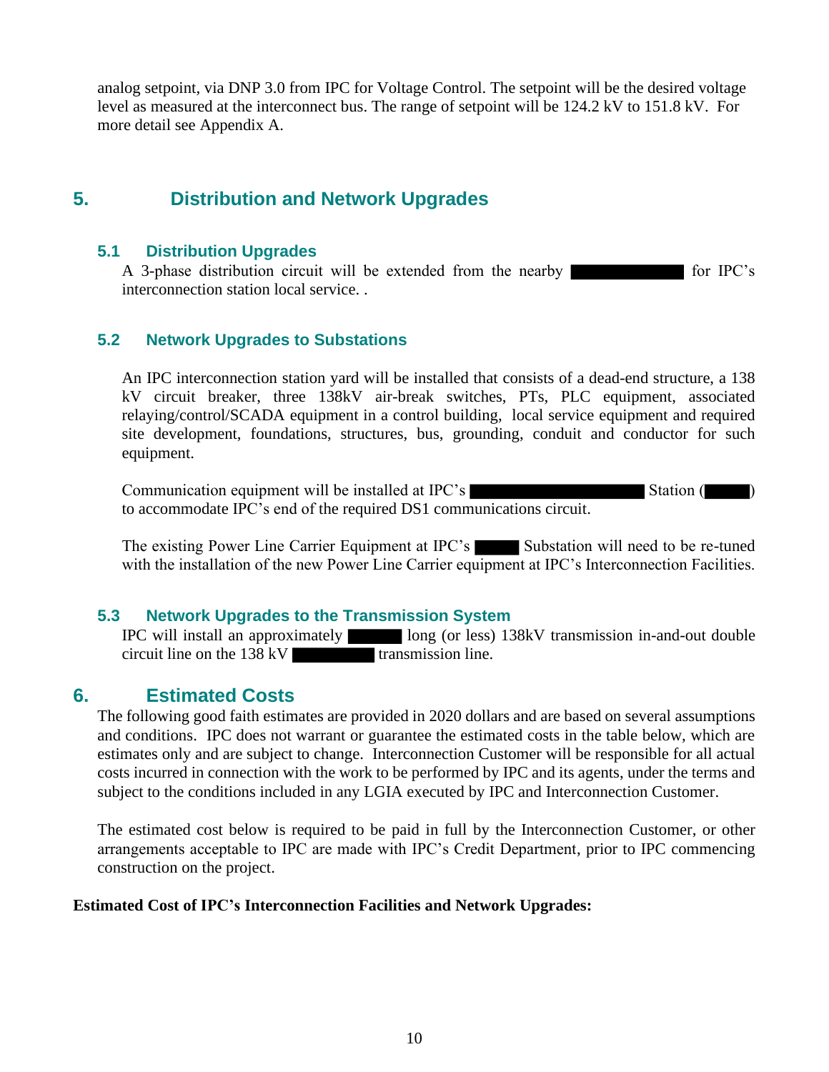analog setpoint, via DNP 3.0 from IPC for Voltage Control. The setpoint will be the desired voltage level as measured at the interconnect bus. The range of setpoint will be 124.2 kV to 151.8 kV. For more detail see Appendix A.

## 5. Distribution and Network Upgrades

### 5.1 Distribution Upgrades

A 3-phase distribution circuit will be extended from the nearby ██████████ for IPC's interconnection station local service. .

### 5.2 Network Upgrades to Substations

An IPC interconnection station yard will be installed that consists of a dead-end structure, a 138 kV circuit breaker, three 138kV air-break switches, PTs, PLC equipment, associated relaying/control/SCADA equipment in a control building, local service equipment and required site development, foundations, structures, bus, grounding, conduit and conductor for such equipment.

Communication equipment will be installed at IPC's ██████████████ Station (████) to accommodate IPC's end of the required DS1 communications circuit.

The existing Power Line Carrier Equipment at IPC's ████ Substation will need to be re-tuned with the installation of the new Power Line Carrier equipment at IPC's Interconnection Facilities.

### 5.3 Network Upgrades to the Transmission System

IPC will install an approximately █████ long (or less) 138kV transmission in-and-out double circuit line on the 138 kV ███████ transmission line.

## 6. Estimated Costs

The following good faith estimates are provided in 2020 dollars and are based on several assumptions and conditions. IPC does not warrant or guarantee the estimated costs in the table below, which are estimates only and are subject to change. Interconnection Customer will be responsible for all actual costs incurred in connection with the work to be performed by IPC and its agents, under the terms and subject to the conditions included in any LGIA executed by IPC and Interconnection Customer.

The estimated cost below is required to be paid in full by the Interconnection Customer, or other arrangements acceptable to IPC are made with IPC's Credit Department, prior to IPC commencing construction on the project.

**Estimated Cost of IPC's Interconnection Facilities and Network Upgrades:**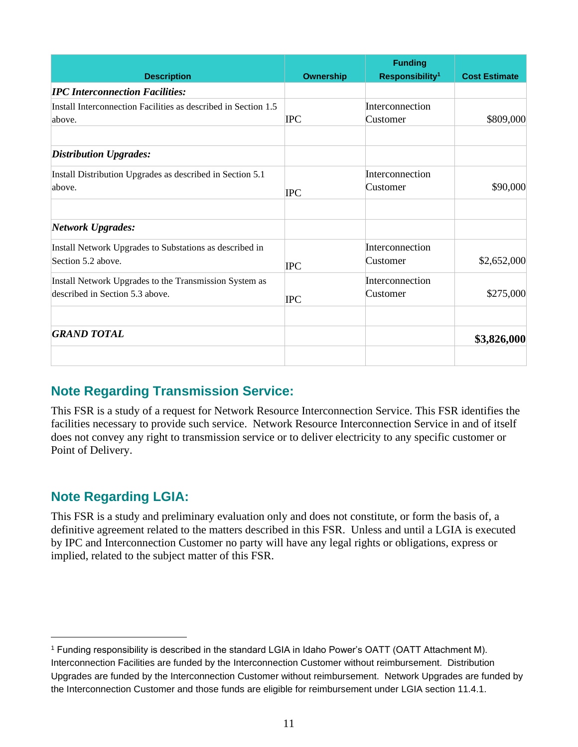| Description | Ownership | Funding Responsibility[1] | Cost Estimate |
|---|---|---|---|
| ***IPC Interconnection Facilities:*** | | | |
| Install Interconnection Facilities as described in Section 1.5 above. | IPC | Interconnection Customer | $809,000 |
| | | | |
| ***Distribution Upgrades:*** | | | |
| Install Distribution Upgrades as described in Section 5.1 above. | IPC | Interconnection Customer | $90,000 |
| | | | |
| ***Network Upgrades:*** | | | |
| Install Network Upgrades to Substations as described in Section 5.2 above. | IPC | Interconnection Customer | $2,652,000 |
| Install Network Upgrades to the Transmission System as described in Section 5.3 above. | IPC | Interconnection Customer | $275,000 |
| | | | |
| ***GRAND TOTAL*** | | | **$3,826,000** |
| | | | |

## Note Regarding Transmission Service:

This FSR is a study of a request for Network Resource Interconnection Service. This FSR identifies the facilities necessary to provide such service. Network Resource Interconnection Service in and of itself does not convey any right to transmission service or to deliver electricity to any specific customer or Point of Delivery.

## Note Regarding LGIA:

This FSR is a study and preliminary evaluation only and does not constitute, or form the basis of, a definitive agreement related to the matters described in this FSR. Unless and until a LGIA is executed by IPC and Interconnection Customer no party will have any legal rights or obligations, express or implied, related to the subject matter of this FSR.

---

[1] Funding responsibility is described in the standard LGIA in Idaho Power's OATT (OATT Attachment M). Interconnection Facilities are funded by the Interconnection Customer without reimbursement. Distribution Upgrades are funded by the Interconnection Customer without reimbursement. Network Upgrades are funded by the Interconnection Customer and those funds are eligible for reimbursement under LGIA section 11.4.1.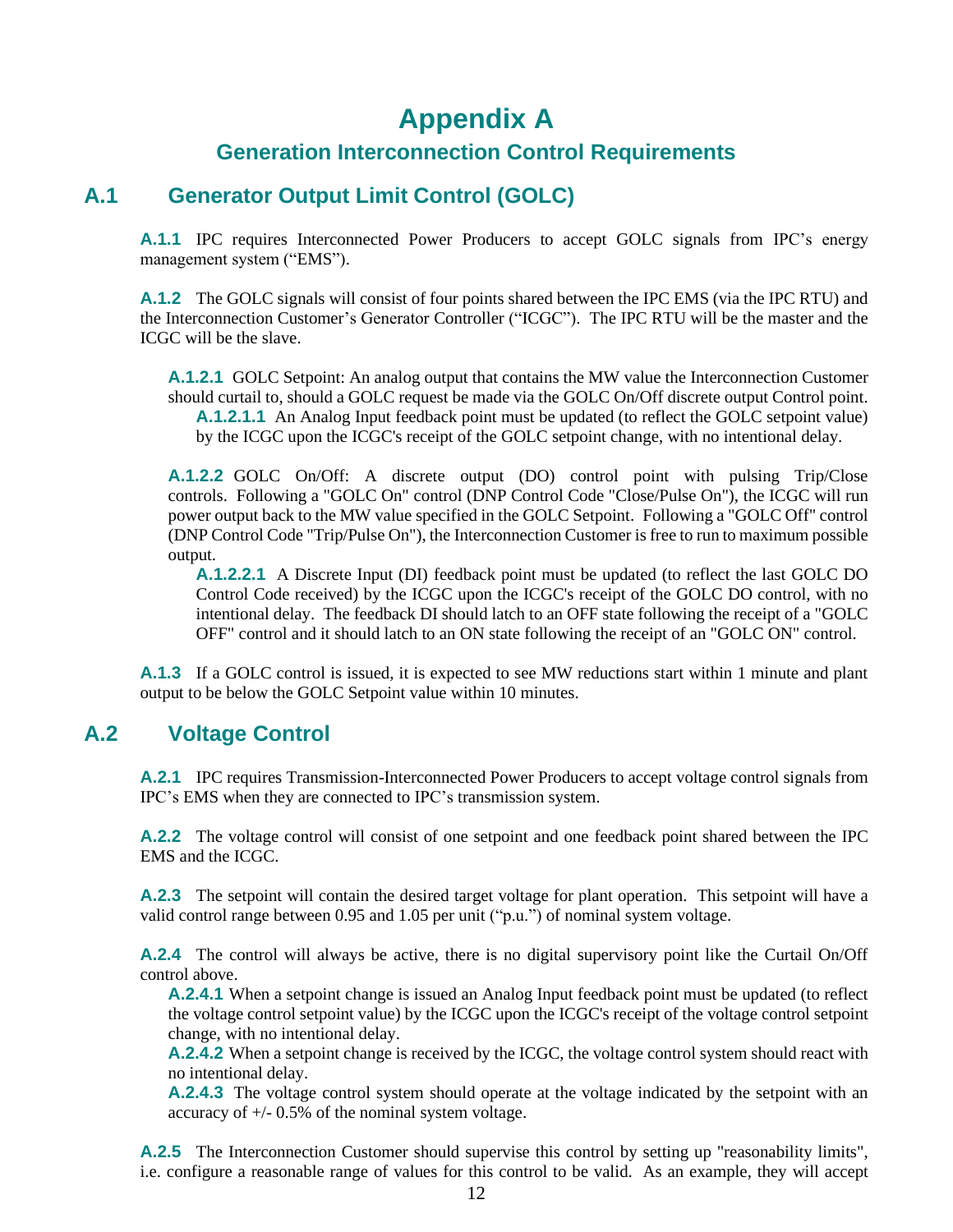# Appendix A

## Generation Interconnection Control Requirements

## A.1 Generator Output Limit Control (GOLC)

**A.1.1** IPC requires Interconnected Power Producers to accept GOLC signals from IPC's energy management system ("EMS").

**A.1.2** The GOLC signals will consist of four points shared between the IPC EMS (via the IPC RTU) and the Interconnection Customer's Generator Controller ("ICGC"). The IPC RTU will be the master and the ICGC will be the slave.

**A.1.2.1** GOLC Setpoint: An analog output that contains the MW value the Interconnection Customer should curtail to, should a GOLC request be made via the GOLC On/Off discrete output Control point.

**A.1.2.1.1** An Analog Input feedback point must be updated (to reflect the GOLC setpoint value) by the ICGC upon the ICGC's receipt of the GOLC setpoint change, with no intentional delay.

**A.1.2.2** GOLC On/Off: A discrete output (DO) control point with pulsing Trip/Close controls. Following a "GOLC On" control (DNP Control Code "Close/Pulse On"), the ICGC will run power output back to the MW value specified in the GOLC Setpoint. Following a "GOLC Off" control (DNP Control Code "Trip/Pulse On"), the Interconnection Customer is free to run to maximum possible output.

**A.1.2.2.1** A Discrete Input (DI) feedback point must be updated (to reflect the last GOLC DO Control Code received) by the ICGC upon the ICGC's receipt of the GOLC DO control, with no intentional delay. The feedback DI should latch to an OFF state following the receipt of a "GOLC OFF" control and it should latch to an ON state following the receipt of an "GOLC ON" control.

**A.1.3** If a GOLC control is issued, it is expected to see MW reductions start within 1 minute and plant output to be below the GOLC Setpoint value within 10 minutes.

## A.2 Voltage Control

**A.2.1** IPC requires Transmission-Interconnected Power Producers to accept voltage control signals from IPC's EMS when they are connected to IPC's transmission system.

**A.2.2** The voltage control will consist of one setpoint and one feedback point shared between the IPC EMS and the ICGC.

**A.2.3** The setpoint will contain the desired target voltage for plant operation. This setpoint will have a valid control range between 0.95 and 1.05 per unit ("p.u.") of nominal system voltage.

**A.2.4** The control will always be active, there is no digital supervisory point like the Curtail On/Off control above.

**A.2.4.1** When a setpoint change is issued an Analog Input feedback point must be updated (to reflect the voltage control setpoint value) by the ICGC upon the ICGC's receipt of the voltage control setpoint change, with no intentional delay.

**A.2.4.2** When a setpoint change is received by the ICGC, the voltage control system should react with no intentional delay.

**A.2.4.3** The voltage control system should operate at the voltage indicated by the setpoint with an accuracy of +/- 0.5% of the nominal system voltage.

**A.2.5** The Interconnection Customer should supervise this control by setting up "reasonability limits", i.e. configure a reasonable range of values for this control to be valid. As an example, they will accept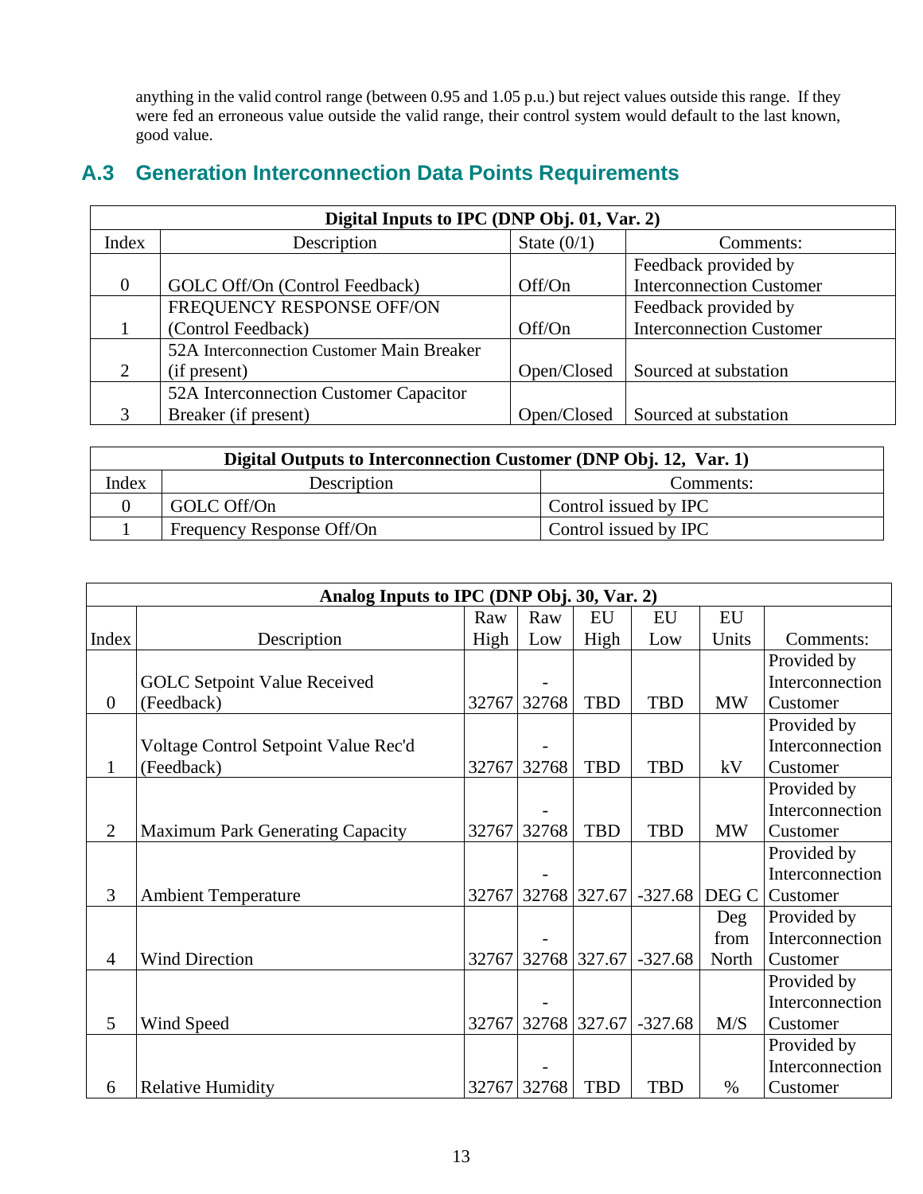anything in the valid control range (between 0.95 and 1.05 p.u.) but reject values outside this range. If they were fed an erroneous value outside the valid range, their control system would default to the last known, good value.

## A.3 Generation Interconnection Data Points Requirements

| Digital Inputs to IPC (DNP Obj. 01, Var. 2) | | | |
|---|---|---|---|
| Index | Description | State (0/1) | Comments: |
| 0 | GOLC Off/On (Control Feedback) | Off/On | Feedback provided by Interconnection Customer |
| 1 | FREQUENCY RESPONSE OFF/ON (Control Feedback) | Off/On | Feedback provided by Interconnection Customer |
| 2 | 52A Interconnection Customer Main Breaker (if present) | Open/Closed | Sourced at substation |
| 3 | 52A Interconnection Customer Capacitor Breaker (if present) | Open/Closed | Sourced at substation |

| Digital Outputs to Interconnection Customer (DNP Obj. 12, Var. 1) | | |
|---|---|---|
| Index | Description | Comments: |
| 0 | GOLC Off/On | Control issued by IPC |
| 1 | Frequency Response Off/On | Control issued by IPC |

| Analog Inputs to IPC (DNP Obj. 30, Var. 2) | | | | | | | |
|---|---|---|---|---|---|---|---|
| Index | Description | Raw High | Raw Low | EU High | EU Low | EU Units | Comments: |
| 0 | GOLC Setpoint Value Received (Feedback) | 32767 | -32768 | TBD | TBD | MW | Provided by Interconnection Customer |
| 1 | Voltage Control Setpoint Value Rec'd (Feedback) | 32767 | -32768 | TBD | TBD | kV | Provided by Interconnection Customer |
| 2 | Maximum Park Generating Capacity | 32767 | -32768 | TBD | TBD | MW | Provided by Interconnection Customer |
| 3 | Ambient Temperature | 32767 | -32768 | 327.67 | -327.68 | DEG C | Provided by Interconnection Customer |
| 4 | Wind Direction | 32767 | -32768 | 327.67 | -327.68 | Deg from North | Provided by Interconnection Customer |
| 5 | Wind Speed | 32767 | -32768 | 327.67 | -327.68 | M/S | Provided by Interconnection Customer |
| 6 | Relative Humidity | 32767 | -32768 | TBD | TBD | % | Provided by Interconnection Customer |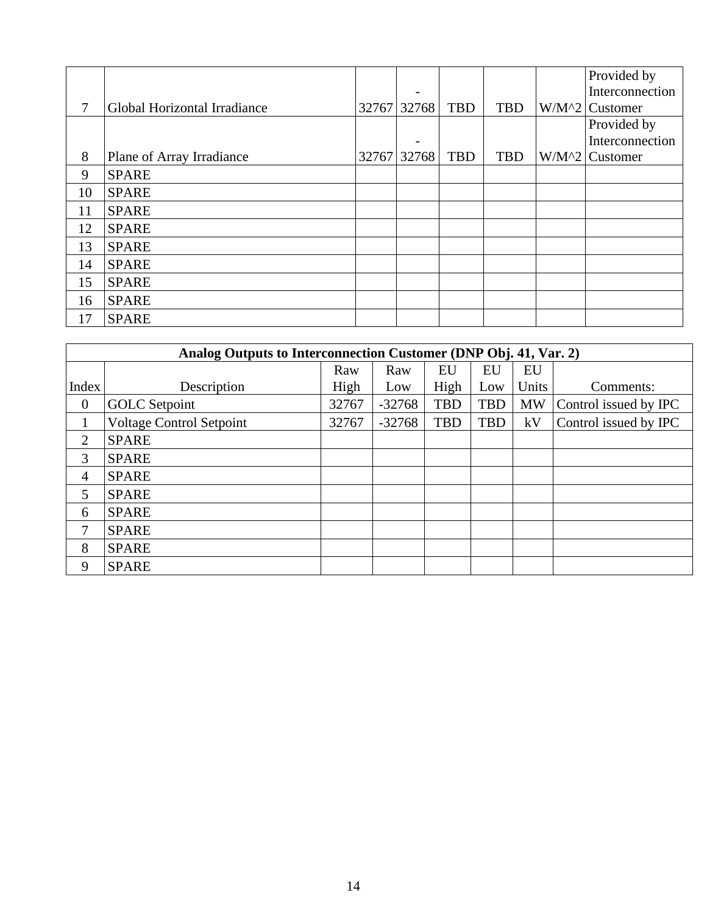| | | | | | | | |
|---|---|---|---|---|---|---|---|
| 7 | Global Horizontal Irradiance | 32767 | -32768 | TBD | TBD | W/M^2 | Provided by Interconnection Customer |
| 8 | Plane of Array Irradiance | 32767 | -32768 | TBD | TBD | W/M^2 | Provided by Interconnection Customer |
| 9 | SPARE | | | | | | |
| 10 | SPARE | | | | | | |
| 11 | SPARE | | | | | | |
| 12 | SPARE | | | | | | |
| 13 | SPARE | | | | | | |
| 14 | SPARE | | | | | | |
| 15 | SPARE | | | | | | |
| 16 | SPARE | | | | | | |
| 17 | SPARE | | | | | | |

| Analog Outputs to Interconnection Customer (DNP Obj. 41, Var. 2) | | | | | | | |
|---|---|---|---|---|---|---|---|
| Index | Description | Raw High | Raw Low | EU High | EU Low | EU Units | Comments: |
| 0 | GOLC Setpoint | 32767 | -32768 | TBD | TBD | MW | Control issued by IPC |
| 1 | Voltage Control Setpoint | 32767 | -32768 | TBD | TBD | kV | Control issued by IPC |
| 2 | SPARE | | | | | | |
| 3 | SPARE | | | | | | |
| 4 | SPARE | | | | | | |
| 5 | SPARE | | | | | | |
| 6 | SPARE | | | | | | |
| 7 | SPARE | | | | | | |
| 8 | SPARE | | | | | | |
| 9 | SPARE | | | | | | |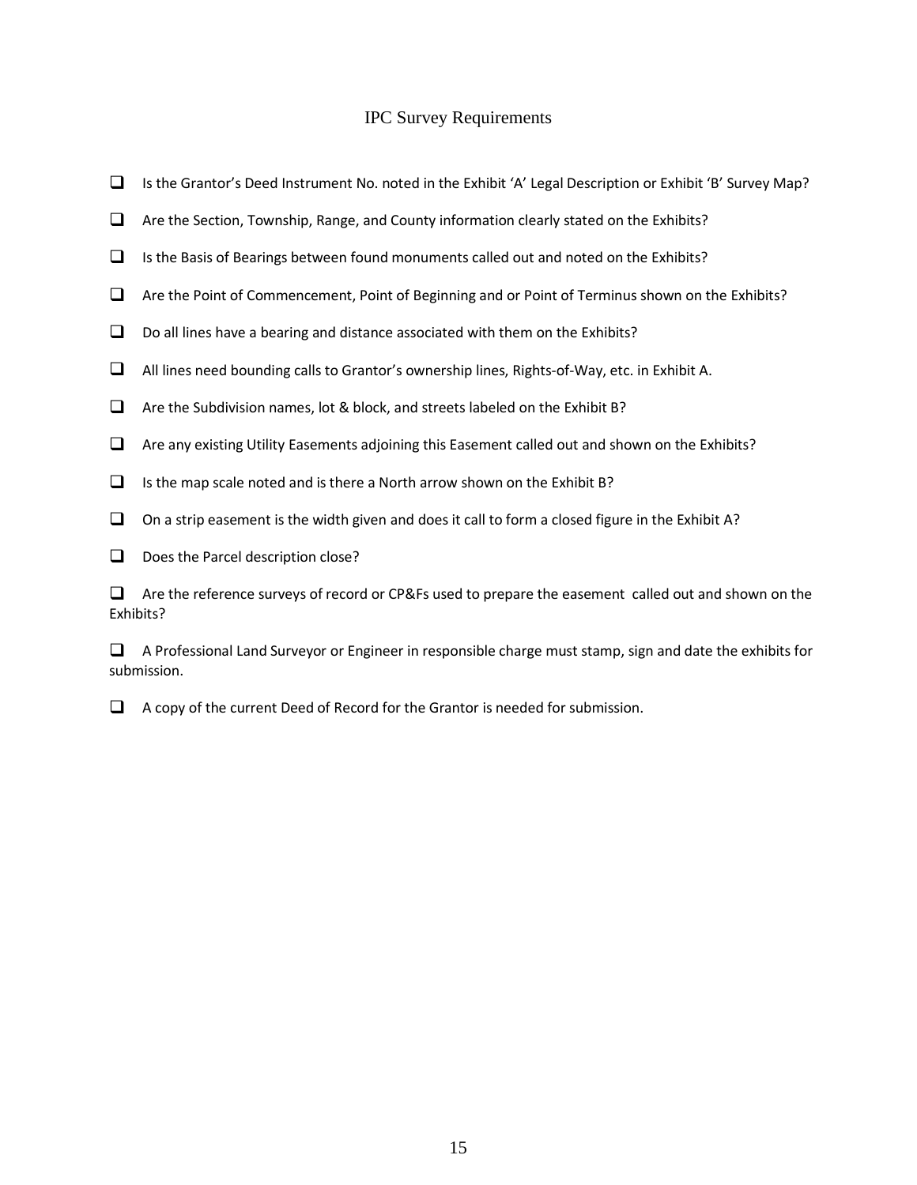# IPC Survey Requirements

- [ ] Is the Grantor's Deed Instrument No. noted in the Exhibit 'A' Legal Description or Exhibit 'B' Survey Map?
- [ ] Are the Section, Township, Range, and County information clearly stated on the Exhibits?
- [ ] Is the Basis of Bearings between found monuments called out and noted on the Exhibits?
- [ ] Are the Point of Commencement, Point of Beginning and or Point of Terminus shown on the Exhibits?
- [ ] Do all lines have a bearing and distance associated with them on the Exhibits?
- [ ] All lines need bounding calls to Grantor's ownership lines, Rights-of-Way, etc. in Exhibit A.
- [ ] Are the Subdivision names, lot & block, and streets labeled on the Exhibit B?
- [ ] Are any existing Utility Easements adjoining this Easement called out and shown on the Exhibits?
- [ ] Is the map scale noted and is there a North arrow shown on the Exhibit B?
- [ ] On a strip easement is the width given and does it call to form a closed figure in the Exhibit A?
- [ ] Does the Parcel description close?
- [ ] Are the reference surveys of record or CP&Fs used to prepare the easement called out and shown on the Exhibits?
- [ ] A Professional Land Surveyor or Engineer in responsible charge must stamp, sign and date the exhibits for submission.
- [ ] A copy of the current Deed of Record for the Grantor is needed for submission.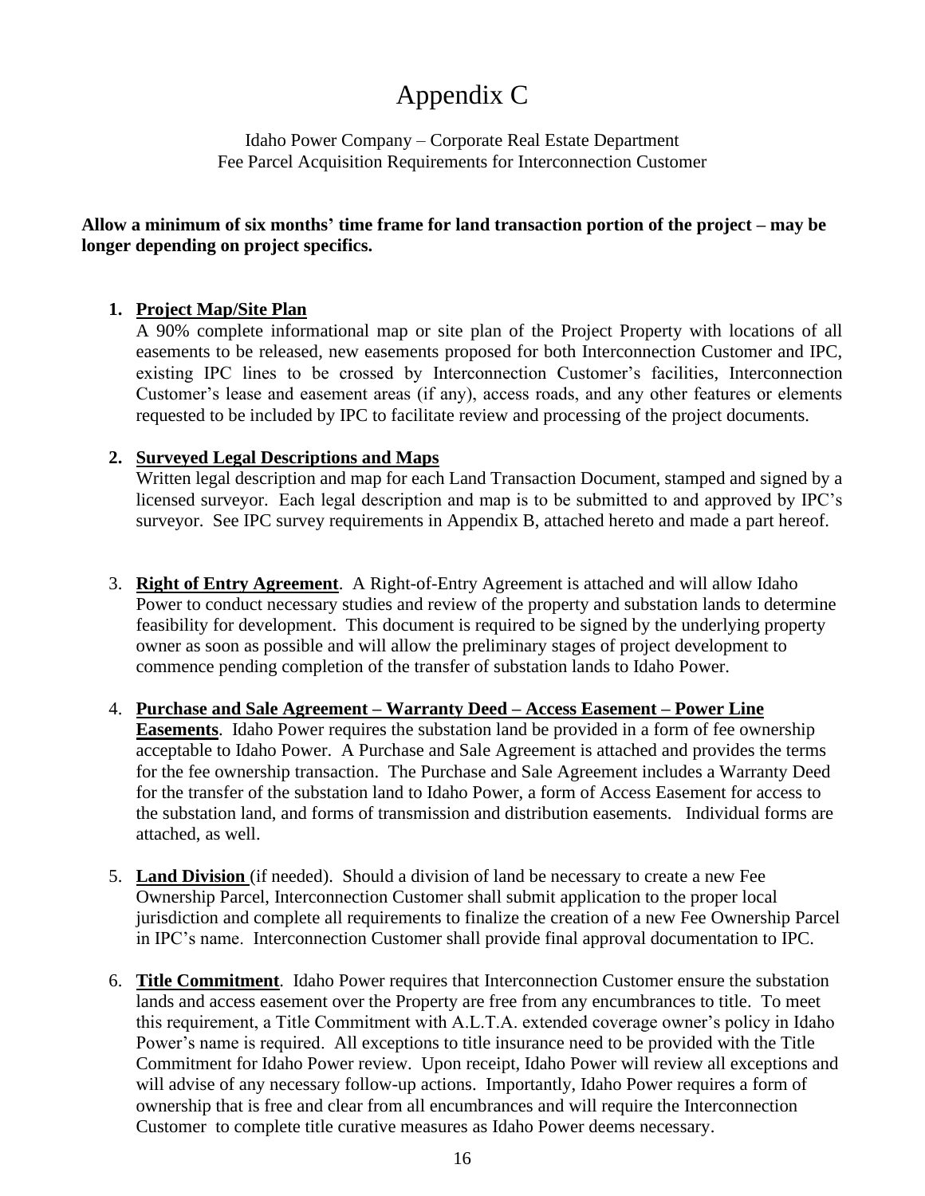# Appendix C

Idaho Power Company – Corporate Real Estate Department
Fee Parcel Acquisition Requirements for Interconnection Customer

**Allow a minimum of six months' time frame for land transaction portion of the project – may be longer depending on project specifics.**

1. **Project Map/Site Plan**
   A 90% complete informational map or site plan of the Project Property with locations of all easements to be released, new easements proposed for both Interconnection Customer and IPC, existing IPC lines to be crossed by Interconnection Customer's facilities, Interconnection Customer's lease and easement areas (if any), access roads, and any other features or elements requested to be included by IPC to facilitate review and processing of the project documents.

2. **Surveyed Legal Descriptions and Maps**
   Written legal description and map for each Land Transaction Document, stamped and signed by a licensed surveyor. Each legal description and map is to be submitted to and approved by IPC's surveyor. See IPC survey requirements in Appendix B, attached hereto and made a part hereof.

3. **Right of Entry Agreement**. A Right-of-Entry Agreement is attached and will allow Idaho Power to conduct necessary studies and review of the property and substation lands to determine feasibility for development. This document is required to be signed by the underlying property owner as soon as possible and will allow the preliminary stages of project development to commence pending completion of the transfer of substation lands to Idaho Power.

4. **Purchase and Sale Agreement – Warranty Deed – Access Easement – Power Line Easements**. Idaho Power requires the substation land be provided in a form of fee ownership acceptable to Idaho Power. A Purchase and Sale Agreement is attached and provides the terms for the fee ownership transaction. The Purchase and Sale Agreement includes a Warranty Deed for the transfer of the substation land to Idaho Power, a form of Access Easement for access to the substation land, and forms of transmission and distribution easements. Individual forms are attached, as well.

5. **Land Division** (if needed). Should a division of land be necessary to create a new Fee Ownership Parcel, Interconnection Customer shall submit application to the proper local jurisdiction and complete all requirements to finalize the creation of a new Fee Ownership Parcel in IPC's name. Interconnection Customer shall provide final approval documentation to IPC.

6. **Title Commitment**. Idaho Power requires that Interconnection Customer ensure the substation lands and access easement over the Property are free from any encumbrances to title. To meet this requirement, a Title Commitment with A.L.T.A. extended coverage owner's policy in Idaho Power's name is required. All exceptions to title insurance need to be provided with the Title Commitment for Idaho Power review. Upon receipt, Idaho Power will review all exceptions and will advise of any necessary follow-up actions. Importantly, Idaho Power requires a form of ownership that is free and clear from all encumbrances and will require the Interconnection Customer to complete title curative measures as Idaho Power deems necessary.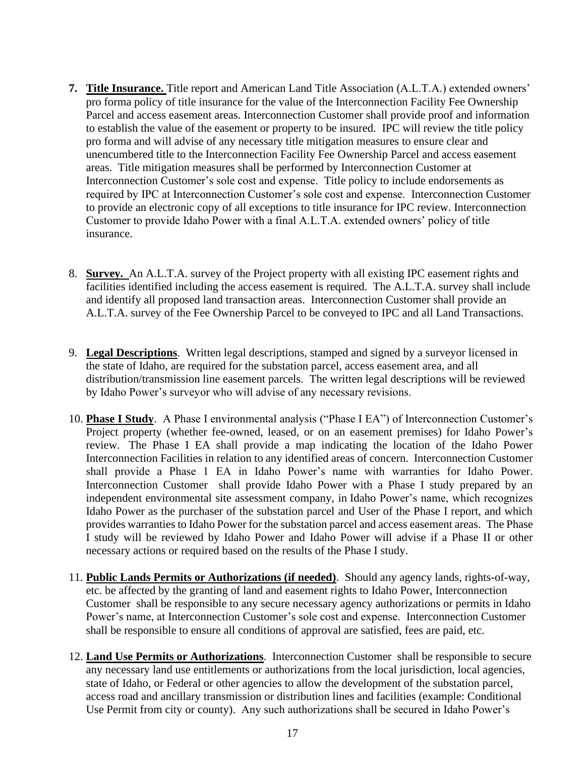7. **Title Insurance.** Title report and American Land Title Association (A.L.T.A.) extended owners' pro forma policy of title insurance for the value of the Interconnection Facility Fee Ownership Parcel and access easement areas. Interconnection Customer shall provide proof and information to establish the value of the easement or property to be insured. IPC will review the title policy pro forma and will advise of any necessary title mitigation measures to ensure clear and unencumbered title to the Interconnection Facility Fee Ownership Parcel and access easement areas. Title mitigation measures shall be performed by Interconnection Customer at Interconnection Customer's sole cost and expense. Title policy to include endorsements as required by IPC at Interconnection Customer's sole cost and expense. Interconnection Customer to provide an electronic copy of all exceptions to title insurance for IPC review. Interconnection Customer to provide Idaho Power with a final A.L.T.A. extended owners' policy of title insurance.

8. **Survey.** An A.L.T.A. survey of the Project property with all existing IPC easement rights and facilities identified including the access easement is required. The A.L.T.A. survey shall include and identify all proposed land transaction areas. Interconnection Customer shall provide an A.L.T.A. survey of the Fee Ownership Parcel to be conveyed to IPC and all Land Transactions.

9. **Legal Descriptions**. Written legal descriptions, stamped and signed by a surveyor licensed in the state of Idaho, are required for the substation parcel, access easement area, and all distribution/transmission line easement parcels. The written legal descriptions will be reviewed by Idaho Power's surveyor who will advise of any necessary revisions.

10. **Phase I Study**. A Phase I environmental analysis ("Phase I EA") of Interconnection Customer's Project property (whether fee-owned, leased, or on an easement premises) for Idaho Power's review. The Phase I EA shall provide a map indicating the location of the Idaho Power Interconnection Facilities in relation to any identified areas of concern. Interconnection Customer shall provide a Phase 1 EA in Idaho Power's name with warranties for Idaho Power. Interconnection Customer shall provide Idaho Power with a Phase I study prepared by an independent environmental site assessment company, in Idaho Power's name, which recognizes Idaho Power as the purchaser of the substation parcel and User of the Phase I report, and which provides warranties to Idaho Power for the substation parcel and access easement areas. The Phase I study will be reviewed by Idaho Power and Idaho Power will advise if a Phase II or other necessary actions or required based on the results of the Phase I study.

11. **Public Lands Permits or Authorizations (if needed)**. Should any agency lands, rights-of-way, etc. be affected by the granting of land and easement rights to Idaho Power, Interconnection Customer shall be responsible to any secure necessary agency authorizations or permits in Idaho Power's name, at Interconnection Customer's sole cost and expense. Interconnection Customer shall be responsible to ensure all conditions of approval are satisfied, fees are paid, etc.

12. **Land Use Permits or Authorizations**. Interconnection Customer shall be responsible to secure any necessary land use entitlements or authorizations from the local jurisdiction, local agencies, state of Idaho, or Federal or other agencies to allow the development of the substation parcel, access road and ancillary transmission or distribution lines and facilities (example: Conditional Use Permit from city or county). Any such authorizations shall be secured in Idaho Power's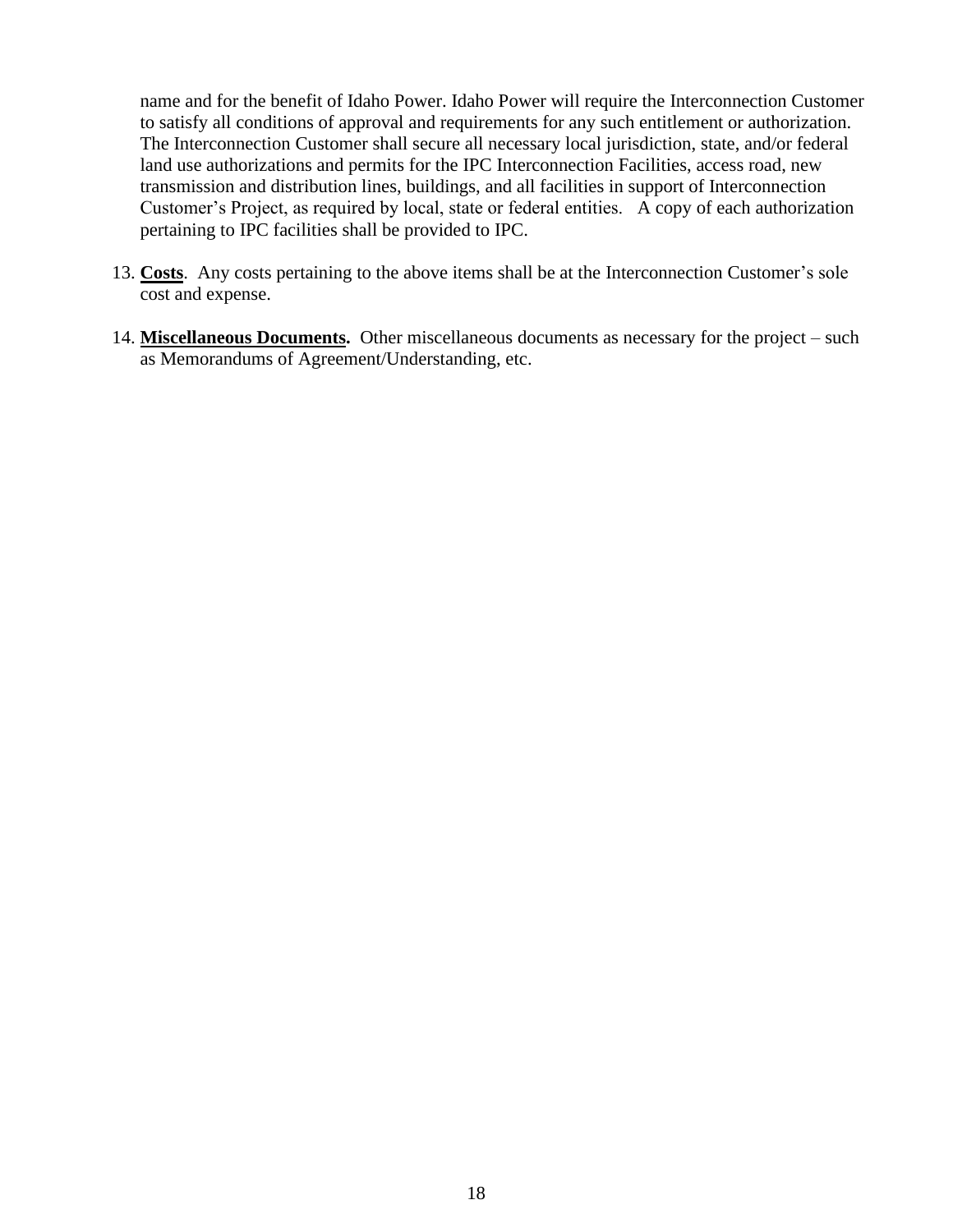name and for the benefit of Idaho Power. Idaho Power will require the Interconnection Customer to satisfy all conditions of approval and requirements for any such entitlement or authorization. The Interconnection Customer shall secure all necessary local jurisdiction, state, and/or federal land use authorizations and permits for the IPC Interconnection Facilities, access road, new transmission and distribution lines, buildings, and all facilities in support of Interconnection Customer's Project, as required by local, state or federal entities. A copy of each authorization pertaining to IPC facilities shall be provided to IPC.

13. **Costs**. Any costs pertaining to the above items shall be at the Interconnection Customer's sole cost and expense.

14. **Miscellaneous Documents.** Other miscellaneous documents as necessary for the project – such as Memorandums of Agreement/Understanding, etc.